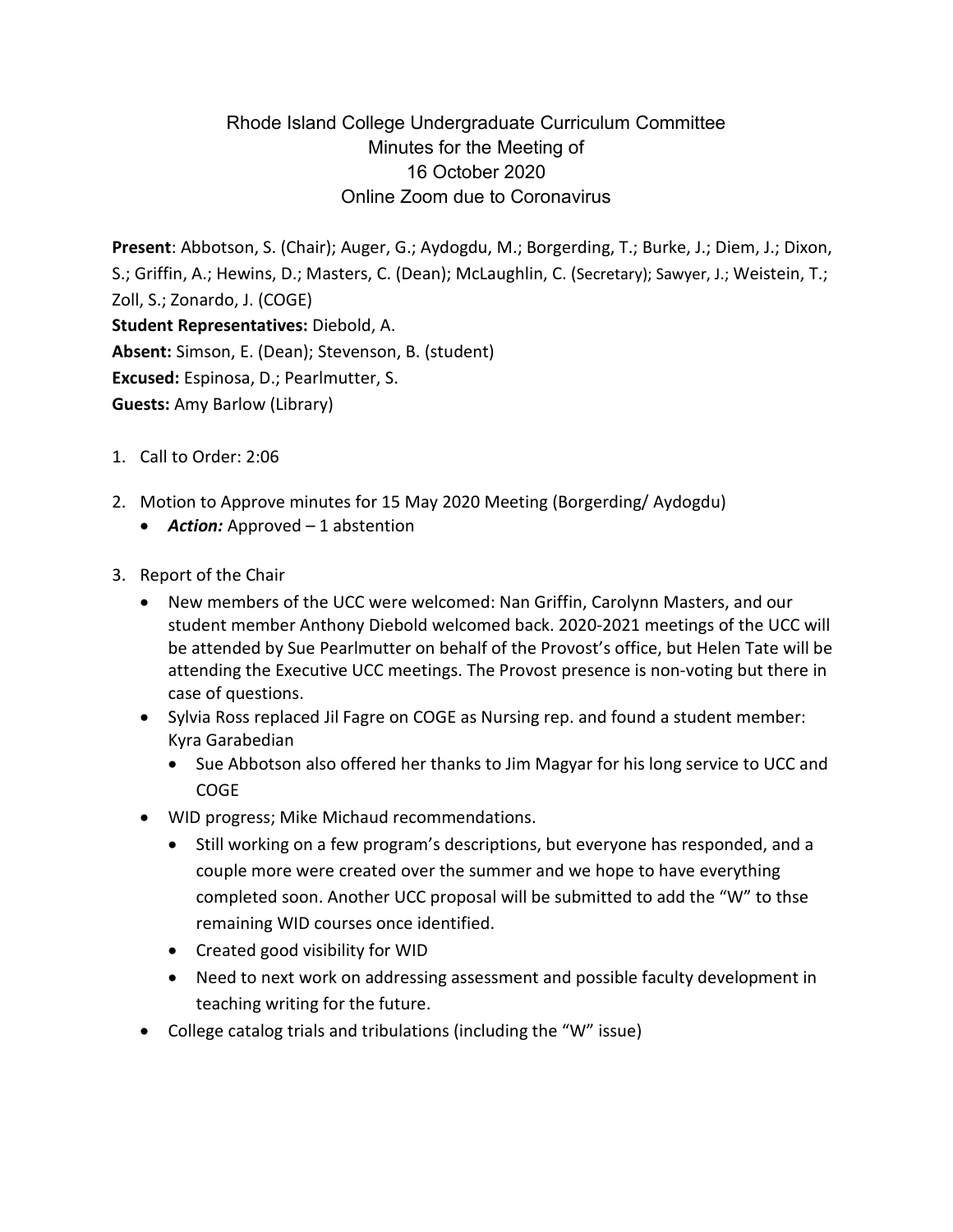# Rhode Island College Undergraduate Curriculum Committee
## Minutes for the Meeting of
## 16 October 2020
## Online Zoom due to Coronavirus

**Present**: Abbotson, S. (Chair); Auger, G.; Aydogdu, M.; Borgerding, T.; Burke, J.; Diem, J.; Dixon, S.; Griffin, A.; Hewins, D.; Masters, C. (Dean); McLaughlin, C. (Secretary); Sawyer, J.; Weistein, T.; Zoll, S.; Zonardo, J. (COGE)
**Student Representatives:** Diebold, A.
**Absent:** Simson, E. (Dean); Stevenson, B. (student)
**Excused:** Espinosa, D.; Pearlmutter, S.
**Guests:** Amy Barlow (Library)

1. Call to Order: 2:06

2. Motion to Approve minutes for 15 May 2020 Meeting (Borgerding/ Aydogdu)
   - ***Action:*** Approved – 1 abstention

3. Report of the Chair
   - New members of the UCC were welcomed: Nan Griffin, Carolynn Masters, and our student member Anthony Diebold welcomed back. 2020-2021 meetings of the UCC will be attended by Sue Pearlmutter on behalf of the Provost's office, but Helen Tate will be attending the Executive UCC meetings. The Provost presence is non-voting but there in case of questions.
   - Sylvia Ross replaced Jil Fagre on COGE as Nursing rep. and found a student member: Kyra Garabedian
     - Sue Abbotson also offered her thanks to Jim Magyar for his long service to UCC and COGE
   - WID progress; Mike Michaud recommendations.
     - Still working on a few program's descriptions, but everyone has responded, and a couple more were created over the summer and we hope to have everything completed soon. Another UCC proposal will be submitted to add the "W" to thse remaining WID courses once identified.
     - Created good visibility for WID
     - Need to next work on addressing assessment and possible faculty development in teaching writing for the future.
   - College catalog trials and tribulations (including the "W" issue)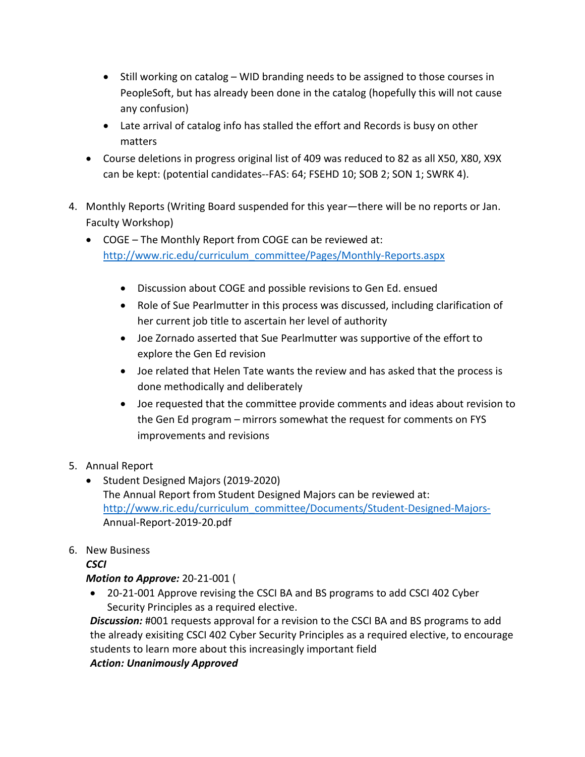- Still working on catalog – WID branding needs to be assigned to those courses in PeopleSoft, but has already been done in the catalog (hopefully this will not cause any confusion)
    - Late arrival of catalog info has stalled the effort and Records is busy on other matters
  - Course deletions in progress original list of 409 was reduced to 82 as all X50, X80, X9X can be kept: (potential candidates--FAS: 64; FSEHD 10; SOB 2; SON 1; SWRK 4).

4. Monthly Reports (Writing Board suspended for this year—there will be no reports or Jan. Faculty Workshop)
   - COGE – The Monthly Report from COGE can be reviewed at: [http://www.ric.edu/curriculum_committee/Pages/Monthly-Reports.aspx](http://www.ric.edu/curriculum_committee/Pages/Monthly-Reports.aspx)

     - Discussion about COGE and possible revisions to Gen Ed. ensued
     - Role of Sue Pearlmutter in this process was discussed, including clarification of her current job title to ascertain her level of authority
     - Joe Zornado asserted that Sue Pearlmutter was supportive of the effort to explore the Gen Ed revision
     - Joe related that Helen Tate wants the review and has asked that the process is done methodically and deliberately
     - Joe requested that the committee provide comments and ideas about revision to the Gen Ed program – mirrors somewhat the request for comments on FYS improvements and revisions

5. Annual Report
   - Student Designed Majors (2019-2020)
     The Annual Report from Student Designed Majors can be reviewed at: [http://www.ric.edu/curriculum_committee/Documents/Student-Designed-Majors-Annual-Report-2019-20.pdf](http://www.ric.edu/curriculum_committee/Documents/Student-Designed-Majors-Annual-Report-2019-20.pdf)

6. New Business

   ***CSCI***

   ***Motion to Approve:*** 20-21-001 (

   - 20-21-001 Approve revising the CSCI BA and BS programs to add CSCI 402 Cyber Security Principles as a required elective.

   ***Discussion:*** #001 requests approval for a revision to the CSCI BA and BS programs to add the already exisiting CSCI 402 Cyber Security Principles as a required elective, to encourage students to learn more about this increasingly important field

   ***Action: Unanimously Approved***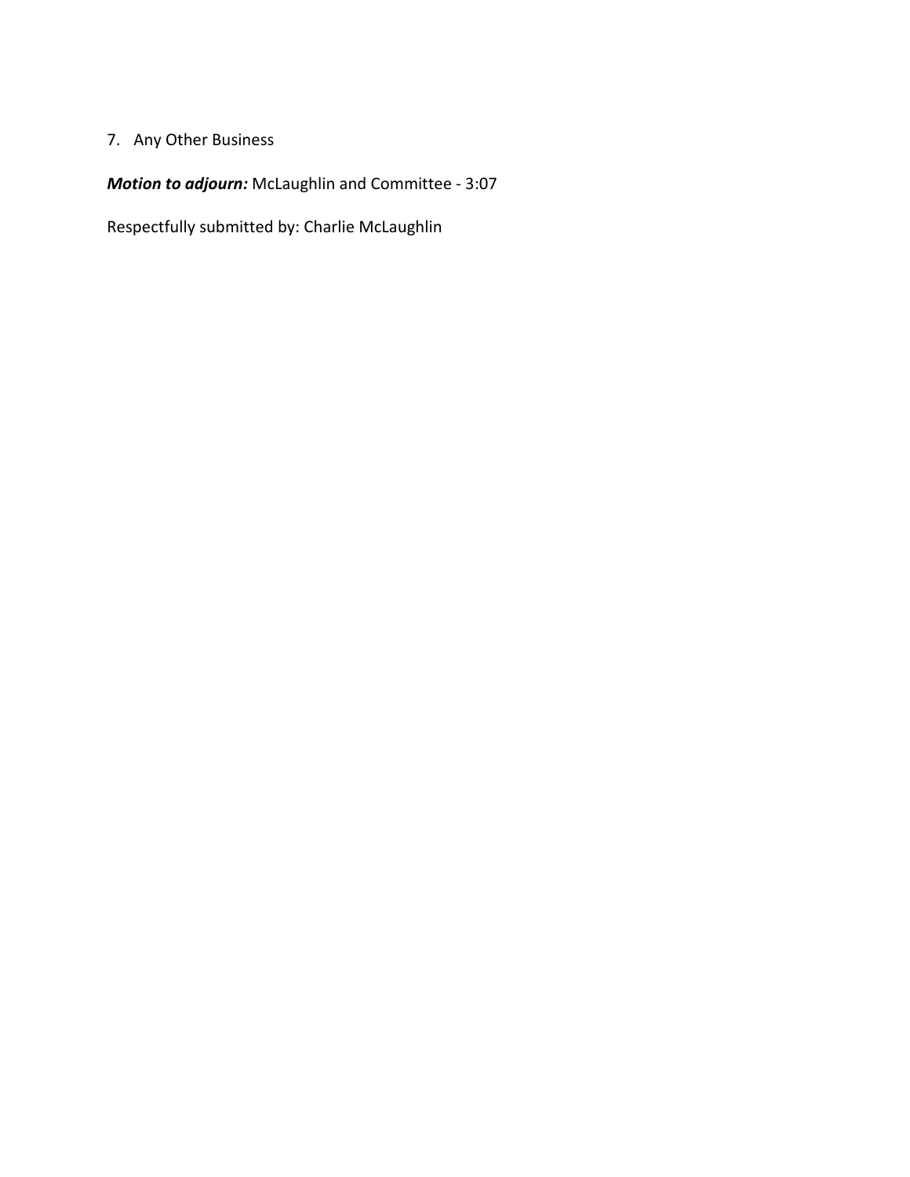7. Any Other Business

***Motion to adjourn:*** McLaughlin and Committee - 3:07

Respectfully submitted by: Charlie McLaughlin